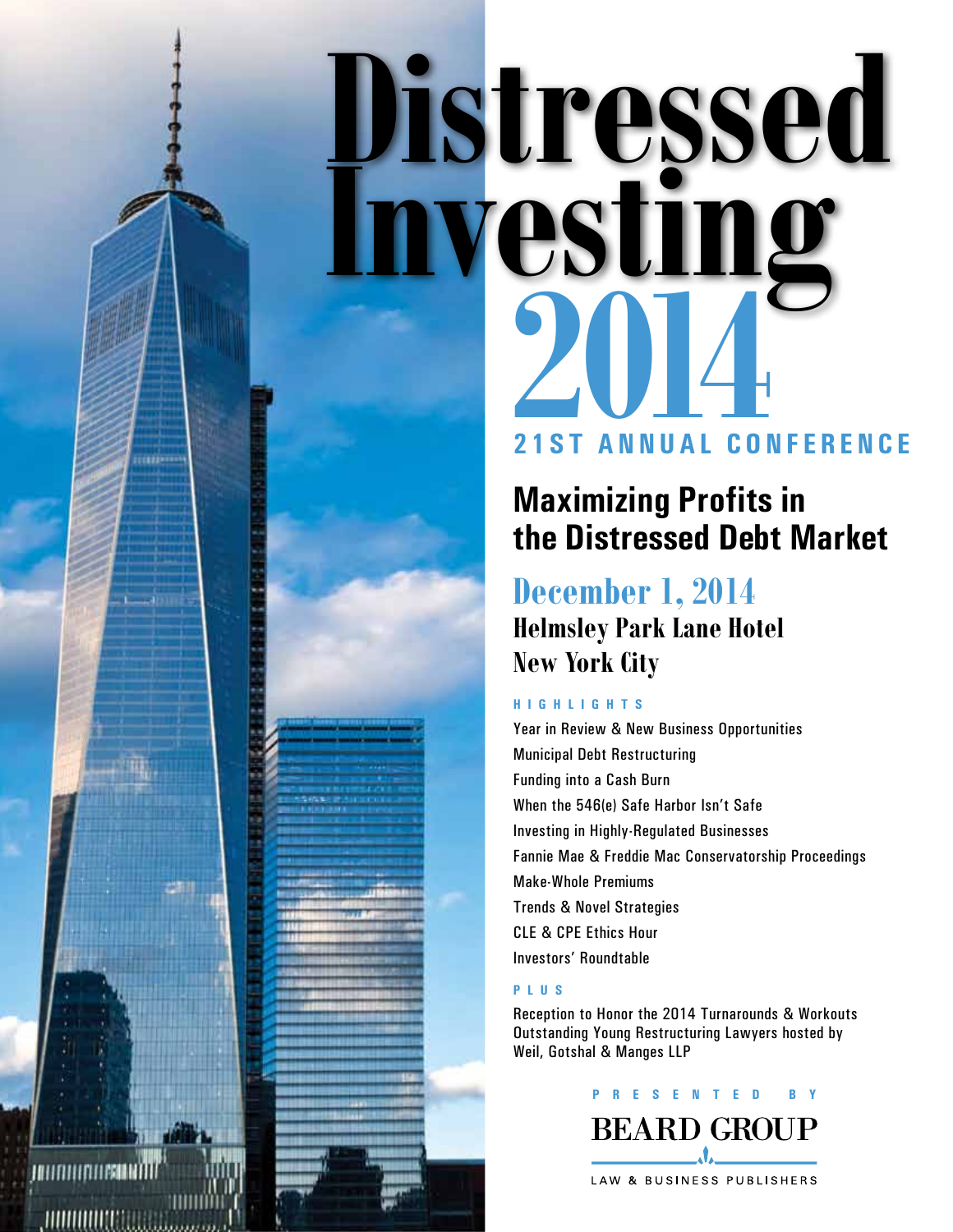# Distressed Investing 2014

**21ST ANNUAL CONFERENCE**

## Maximizing Profits in the Distressed Debt Market

### December 1, 2014

**Helmsley Park Lane Hotel**
**New York City**

**HIGHLIGHTS**

- Year in Review & New Business Opportunities
- Municipal Debt Restructuring
- Funding into a Cash Burn
- When the 546(e) Safe Harbor Isn't Safe
- Investing in Highly-Regulated Businesses
- Fannie Mae & Freddie Mac Conservatorship Proceedings
- Make-Whole Premiums
- Trends & Novel Strategies
- CLE & CPE Ethics Hour
- Investors' Roundtable

**PLUS**

Reception to Honor the 2014 Turnarounds & Workouts Outstanding Young Restructuring Lawyers hosted by Weil, Gotshal & Manges LLP

PRESENTED BY

**BEARD GROUP**

LAW & BUSINESS PUBLISHERS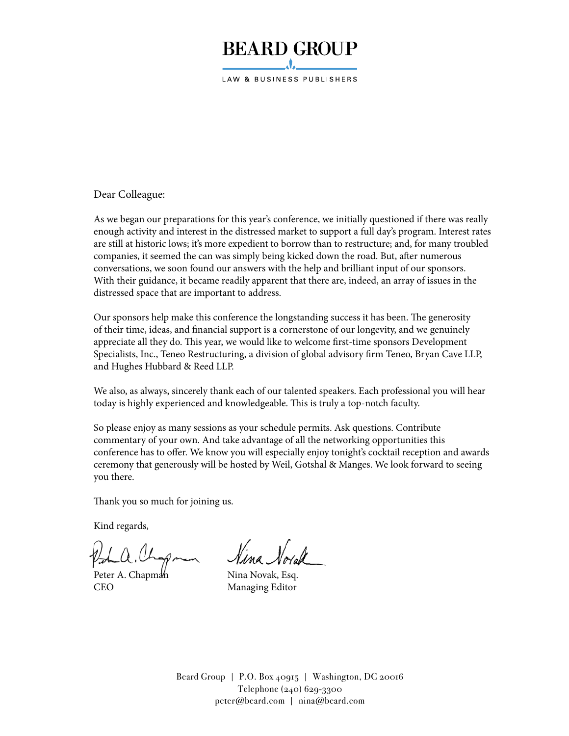# BEARD GROUP

LAW & BUSINESS PUBLISHERS

Dear Colleague:

As we began our preparations for this year's conference, we initially questioned if there was really enough activity and interest in the distressed market to support a full day's program. Interest rates are still at historic lows; it's more expedient to borrow than to restructure; and, for many troubled companies, it seemed the can was simply being kicked down the road. But, after numerous conversations, we soon found our answers with the help and brilliant input of our sponsors. With their guidance, it became readily apparent that there are, indeed, an array of issues in the distressed space that are important to address.

Our sponsors help make this conference the longstanding success it has been. The generosity of their time, ideas, and financial support is a cornerstone of our longevity, and we genuinely appreciate all they do. This year, we would like to welcome first-time sponsors Development Specialists, Inc., Teneo Restructuring, a division of global advisory firm Teneo, Bryan Cave LLP, and Hughes Hubbard & Reed LLP.

We also, as always, sincerely thank each of our talented speakers. Each professional you will hear today is highly experienced and knowledgeable. This is truly a top-notch faculty.

So please enjoy as many sessions as your schedule permits. Ask questions. Contribute commentary of your own. And take advantage of all the networking opportunities this conference has to offer. We know you will especially enjoy tonight's cocktail reception and awards ceremony that generously will be hosted by Weil, Gotshal & Manges. We look forward to seeing you there.

Thank you so much for joining us.

Kind regards,

Peter A. Chapman
CEO

Nina Novak, Esq.
Managing Editor

Beard Group | P.O. Box 40915 | Washington, DC 20016
Telephone (240) 629-3300
peter@beard.com | nina@beard.com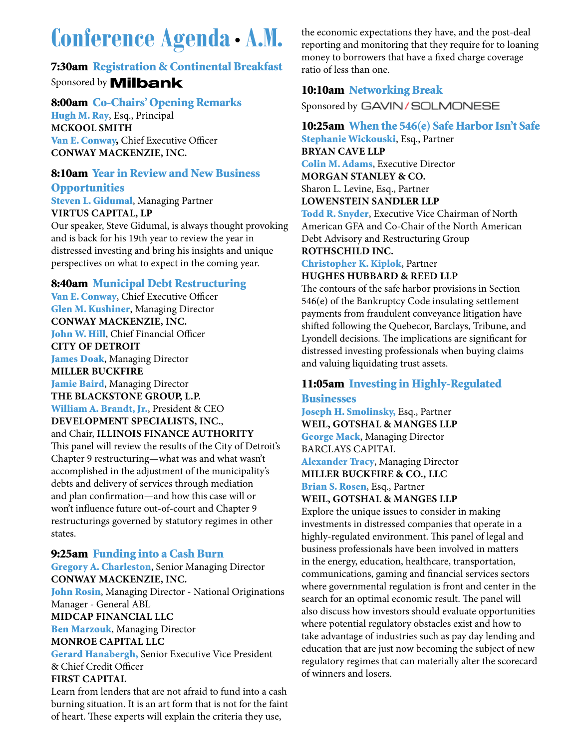# Conference Agenda • A.M.

### 7:30am Registration & Continental Breakfast

Sponsored by Milbank

### 8:00am Co-Chairs' Opening Remarks

**Hugh M. Ray**, Esq., Principal
**MCKOOL SMITH**
**Van E. Conway,** Chief Executive Officer
**CONWAY MACKENZIE, INC.**

### 8:10am Year in Review and New Business Opportunities

**Steven L. Gidumal**, Managing Partner
**VIRTUS CAPITAL, LP**

Our speaker, Steve Gidumal, is always thought provoking and is back for his 19th year to review the year in distressed investing and bring his insights and unique perspectives on what to expect in the coming year.

### 8:40am Municipal Debt Restructuring

**Van E. Conway**, Chief Executive Officer
**Glen M. Kushiner**, Managing Director
**CONWAY MACKENZIE, INC.**
**John W. Hill**, Chief Financial Officer
**CITY OF DETROIT**
**James Doak**, Managing Director
**MILLER BUCKFIRE**
**Jamie Baird**, Managing Director
**THE BLACKSTONE GROUP, L.P.**
**William A. Brandt, Jr.**, President & CEO
**DEVELOPMENT SPECIALISTS, INC.**,
and Chair, **ILLINOIS FINANCE AUTHORITY**

This panel will review the results of the City of Detroit's Chapter 9 restructuring—what was and what wasn't accomplished in the adjustment of the municipality's debts and delivery of services through mediation and plan confirmation—and how this case will or won't influence future out-of-court and Chapter 9 restructurings governed by statutory regimes in other states.

### 9:25am Funding into a Cash Burn

**Gregory A. Charleston**, Senior Managing Director
**CONWAY MACKENZIE, INC.**
**John Rosin**, Managing Director - National Originations Manager - General ABL
**MIDCAP FINANCIAL LLC**
**Ben Marzouk**, Managing Director
**MONROE CAPITAL LLC**
**Gerard Hanabergh,** Senior Executive Vice President & Chief Credit Officer
**FIRST CAPITAL**

Learn from lenders that are not afraid to fund into a cash burning situation. It is an art form that is not for the faint of heart. These experts will explain the criteria they use, the economic expectations they have, and the post-deal reporting and monitoring that they require for to loaning money to borrowers that have a fixed charge coverage ratio of less than one.

### 10:10am Networking Break

Sponsored by GAVIN/SOLMONESE

### 10:25am When the 546(e) Safe Harbor Isn't Safe

**Stephanie Wickouski**, Esq., Partner
**BRYAN CAVE LLP**
**Colin M. Adams**, Executive Director
**MORGAN STANLEY & CO.**
Sharon L. Levine, Esq., Partner
**LOWENSTEIN SANDLER LLP**
**Todd R. Snyder**, Executive Vice Chairman of North American GFA and Co-Chair of the North American Debt Advisory and Restructuring Group
**ROTHSCHILD INC.**
**Christopher K. Kiplok**, Partner
**HUGHES HUBBARD & REED LLP**

The contours of the safe harbor provisions in Section 546(e) of the Bankruptcy Code insulating settlement payments from fraudulent conveyance litigation have shifted following the Quebecor, Barclays, Tribune, and Lyondell decisions. The implications are significant for distressed investing professionals when buying claims and valuing liquidating trust assets.

### 11:05am Investing in Highly-Regulated Businesses

**Joseph H. Smolinsky,** Esq., Partner
**WEIL, GOTSHAL & MANGES LLP**
**George Mack**, Managing Director
BARCLAYS CAPITAL
**Alexander Tracy**, Managing Director
**MILLER BUCKFIRE & CO., LLC**
**Brian S. Rosen**, Esq., Partner
**WEIL, GOTSHAL & MANGES LLP**

Explore the unique issues to consider in making investments in distressed companies that operate in a highly-regulated environment. This panel of legal and business professionals have been involved in matters in the energy, education, healthcare, transportation, communications, gaming and financial services sectors where governmental regulation is front and center in the search for an optimal economic result. The panel will also discuss how investors should evaluate opportunities where potential regulatory obstacles exist and how to take advantage of industries such as pay day lending and education that are just now becoming the subject of new regulatory regimes that can materially alter the scorecard of winners and losers.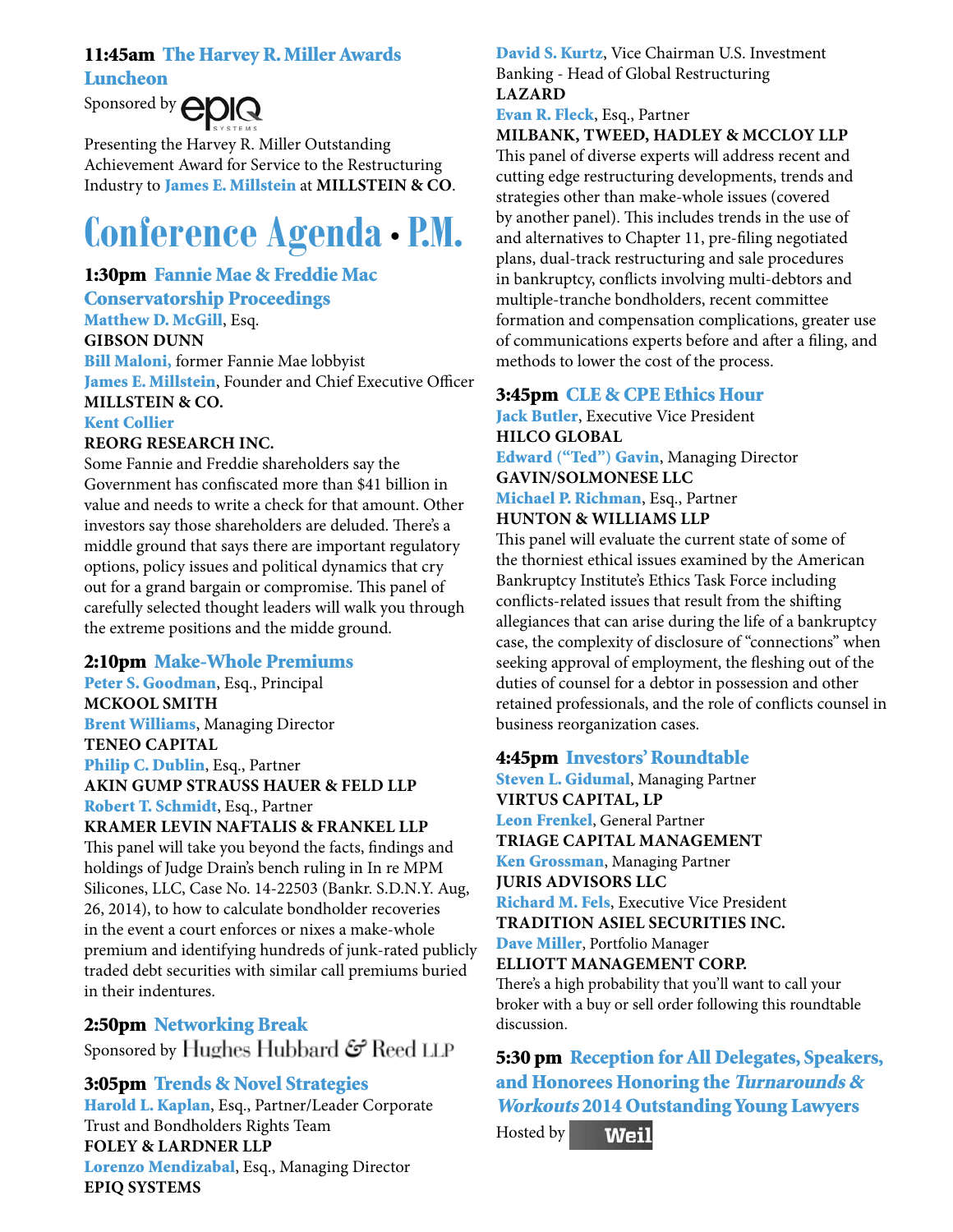### 11:45am The Harvey R. Miller Awards Luncheon

Sponsored by EPIQ SYSTEMS

Presenting the Harvey R. Miller Outstanding Achievement Award for Service to the Restructuring Industry to **James E. Millstein** at **MILLSTEIN & CO**.

# Conference Agenda • P.M.

### 1:30pm Fannie Mae & Freddie Mac Conservatorship Proceedings

**Matthew D. McGill**, Esq.
**GIBSON DUNN**
**Bill Maloni,** former Fannie Mae lobbyist
**James E. Millstein**, Founder and Chief Executive Officer
**MILLSTEIN & CO.**
**Kent Collier**
**REORG RESEARCH INC.**

Some Fannie and Freddie shareholders say the Government has confiscated more than $41 billion in value and needs to write a check for that amount. Other investors say those shareholders are deluded. There's a middle ground that says there are important regulatory options, policy issues and political dynamics that cry out for a grand bargain or compromise. This panel of carefully selected thought leaders will walk you through the extreme positions and the midde ground.

### 2:10pm Make-Whole Premiums

**Peter S. Goodman**, Esq., Principal
**MCKOOL SMITH**
**Brent Williams**, Managing Director
**TENEO CAPITAL**
**Philip C. Dublin**, Esq., Partner
**AKIN GUMP STRAUSS HAUER & FELD LLP**
**Robert T. Schmidt**, Esq., Partner
**KRAMER LEVIN NAFTALIS & FRANKEL LLP**

This panel will take you beyond the facts, findings and holdings of Judge Drain's bench ruling in In re MPM Silicones, LLC, Case No. 14-22503 (Bankr. S.D.N.Y. Aug, 26, 2014), to how to calculate bondholder recoveries in the event a court enforces or nixes a make-whole premium and identifying hundreds of junk-rated publicly traded debt securities with similar call premiums buried in their indentures.

### 2:50pm Networking Break

Sponsored by Hughes Hubbard & Reed LLP

### 3:05pm Trends & Novel Strategies

**Harold L. Kaplan**, Esq., Partner/Leader Corporate Trust and Bondholders Rights Team
**FOLEY & LARDNER LLP**
**Lorenzo Mendizabal**, Esq., Managing Director
**EPIQ SYSTEMS**
**David S. Kurtz**, Vice Chairman U.S. Investment Banking - Head of Global Restructuring
**LAZARD**
**Evan R. Fleck**, Esq., Partner
**MILBANK, TWEED, HADLEY & MCCLOY LLP**

This panel of diverse experts will address recent and cutting edge restructuring developments, trends and strategies other than make-whole issues (covered by another panel). This includes trends in the use of and alternatives to Chapter 11, pre-filing negotiated plans, dual-track restructuring and sale procedures in bankruptcy, conflicts involving multi-debtors and multiple-tranche bondholders, recent committee formation and compensation complications, greater use of communications experts before and after a filing, and methods to lower the cost of the process.

### 3:45pm CLE & CPE Ethics Hour

**Jack Butler**, Executive Vice President
**HILCO GLOBAL**
**Edward ("Ted") Gavin**, Managing Director
**GAVIN/SOLMONESE LLC**
**Michael P. Richman**, Esq., Partner
**HUNTON & WILLIAMS LLP**

This panel will evaluate the current state of some of the thorniest ethical issues examined by the American Bankruptcy Institute's Ethics Task Force including conflicts-related issues that result from the shifting allegiances that can arise during the life of a bankruptcy case, the complexity of disclosure of "connections" when seeking approval of employment, the fleshing out of the duties of counsel for a debtor in possession and other retained professionals, and the role of conflicts counsel in business reorganization cases.

### 4:45pm Investors' Roundtable

**Steven L. Gidumal**, Managing Partner
**VIRTUS CAPITAL, LP**
**Leon Frenkel**, General Partner
**TRIAGE CAPITAL MANAGEMENT**
**Ken Grossman**, Managing Partner
**JURIS ADVISORS LLC**
**Richard M. Fels**, Executive Vice President
**TRADITION ASIEL SECURITIES INC.**
**Dave Miller**, Portfolio Manager
**ELLIOTT MANAGEMENT CORP.**

There's a high probability that you'll want to call your broker with a buy or sell order following this roundtable discussion.

### 5:30 pm Reception for All Delegates, Speakers, and Honorees Honoring the *Turnarounds & Workouts* 2014 Outstanding Young Lawyers

Hosted by Weil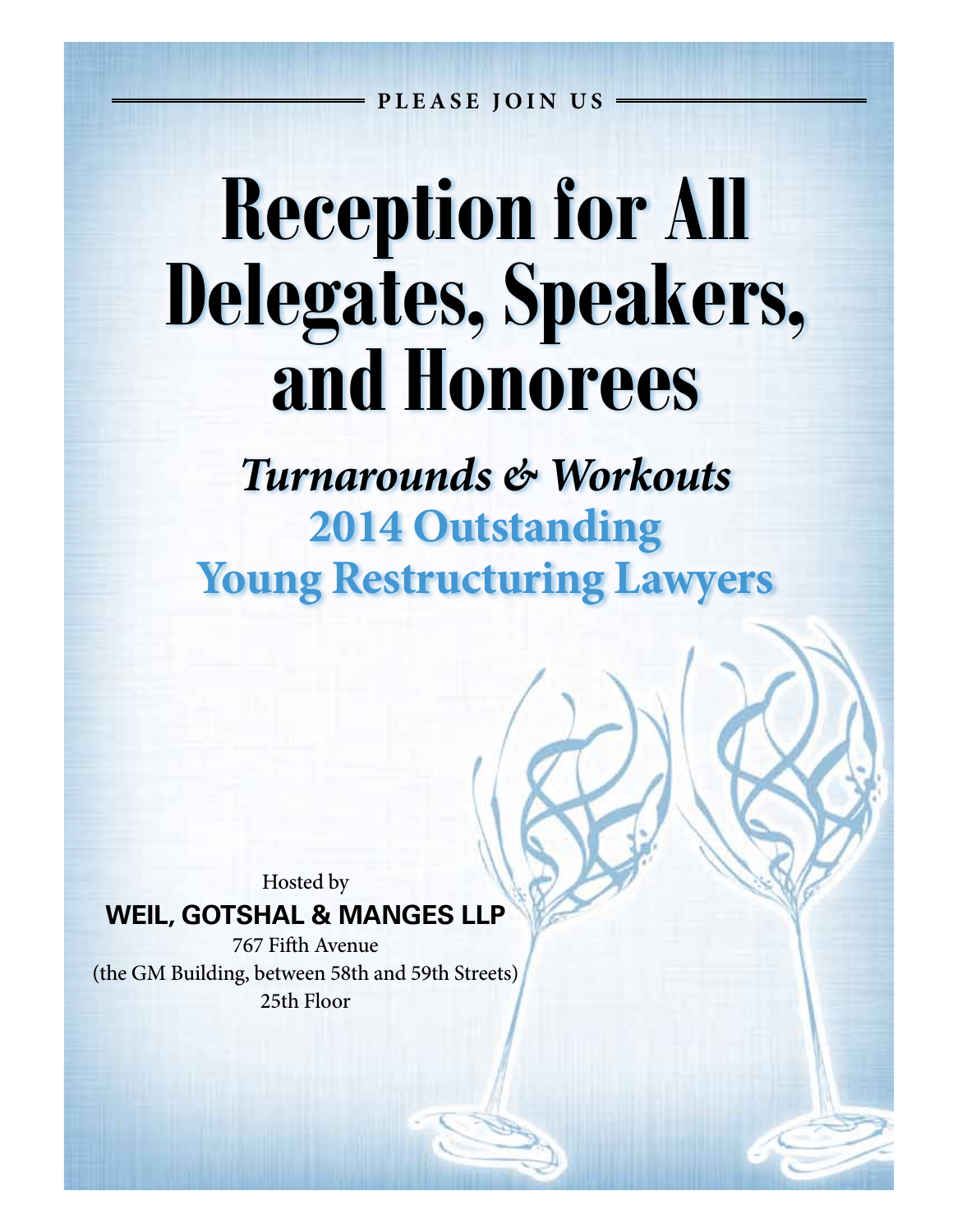PLEASE JOIN US

# Reception for All Delegates, Speakers, and Honorees

## *Turnarounds & Workouts*
## 2014 Outstanding Young Restructuring Lawyers

Hosted by

**WEIL, GOTSHAL & MANGES LLP**

767 Fifth Avenue
(the GM Building, between 58th and 59th Streets)
25th Floor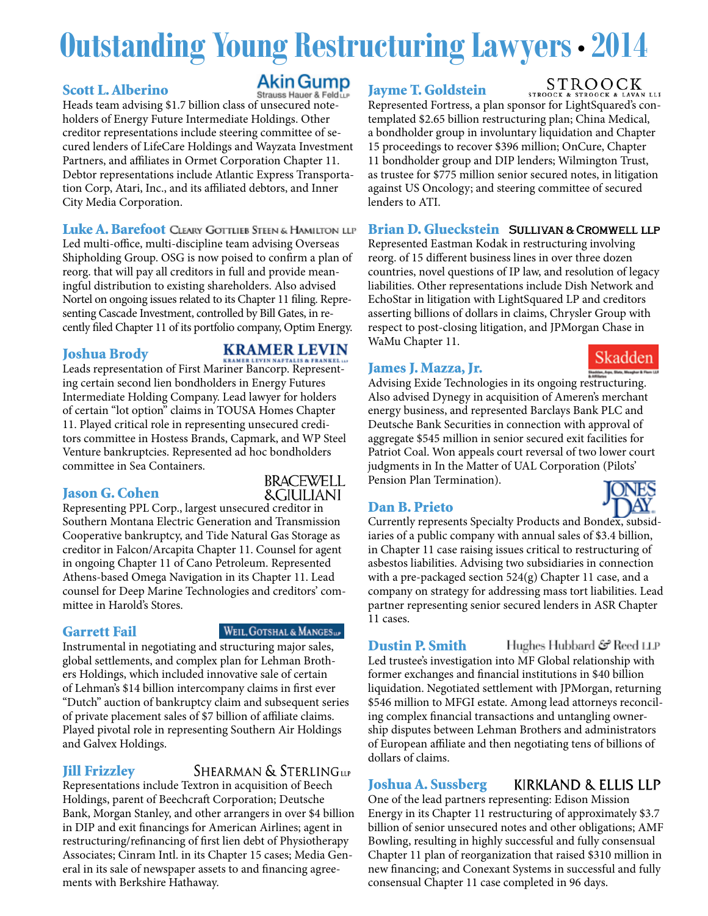# Outstanding Young Restructuring Lawyers • 2014

### Scott L. Alberino
Akin Gump Strauss Hauer & Feld LLP

Heads team advising $1.7 billion class of unsecured noteholders of Energy Future Intermediate Holdings. Other creditor representations include steering committee of secured lenders of LifeCare Holdings and Wayzata Investment Partners, and affiliates in Ormet Corporation Chapter 11. Debtor representations include Atlantic Express Transportation Corp, Atari, Inc., and its affiliated debtors, and Inner City Media Corporation.

### Luke A. Barefoot
Cleary Gottlieb Steen & Hamilton LLP

Led multi-office, multi-discipline team advising Overseas Shipholding Group. OSG is now poised to confirm a plan of reorg. that will pay all creditors in full and provide meaningful distribution to existing shareholders. Also advised Nortel on ongoing issues related to its Chapter 11 filing. Representing Cascade Investment, controlled by Bill Gates, in recently filed Chapter 11 of its portfolio company, Optim Energy.

### Joshua Brody
Kramer Levin Naftalis & Frankel LLP

Leads representation of First Mariner Bancorp. Representing certain second lien bondholders in Energy Futures Intermediate Holding Company. Lead lawyer for holders of certain "lot option" claims in TOUSA Homes Chapter 11. Played critical role in representing unsecured creditors committee in Hostess Brands, Capmark, and WP Steel Venture bankruptcies. Represented ad hoc bondholders committee in Sea Containers.

### Jason G. Cohen
Bracewell & Giuliani

Representing PPL Corp., largest unsecured creditor in Southern Montana Electric Generation and Transmission Cooperative bankruptcy, and Tide Natural Gas Storage as creditor in Falcon/Arcapita Chapter 11. Counsel for agent in ongoing Chapter 11 of Cano Petroleum. Represented Athens-based Omega Navigation in its Chapter 11. Lead counsel for Deep Marine Technologies and creditors' committee in Harold's Stores.

### Garrett Fail
Weil, Gotshal & Manges LLP

Instrumental in negotiating and structuring major sales, global settlements, and complex plan for Lehman Brothers Holdings, which included innovative sale of certain of Lehman's $14 billion intercompany claims in first ever "Dutch" auction of bankruptcy claim and subsequent series of private placement sales of $7 billion of affiliate claims. Played pivotal role in representing Southern Air Holdings and Galvex Holdings.

### Jill Frizzley
Shearman & Sterling LLP

Representations include Textron in acquisition of Beech Holdings, parent of Beechcraft Corporation; Deutsche Bank, Morgan Stanley, and other arrangers in over $4 billion in DIP and exit financings for American Airlines; agent in restructuring/refinancing of first lien debt of Physiotherapy Associates; Cinram Intl. in its Chapter 15 cases; Media General in its sale of newspaper assets to and financing agreements with Berkshire Hathaway.

### Jayme T. Goldstein
Stroock & Stroock & Lavan LLP

Represented Fortress, a plan sponsor for LightSquared's contemplated $2.65 billion restructuring plan; China Medical, a bondholder group in involuntary liquidation and Chapter 15 proceedings to recover $396 million; OnCure, Chapter 11 bondholder group and DIP lenders; Wilmington Trust, as trustee for $775 million senior secured notes, in litigation against US Oncology; and steering committee of secured lenders to ATI.

### Brian D. Glueckstein
Sullivan & Cromwell LLP

Represented Eastman Kodak in restructuring involving reorg. of 15 different business lines in over three dozen countries, novel questions of IP law, and resolution of legacy liabilities. Other representations include Dish Network and EchoStar in litigation with LightSquared LP and creditors asserting billions of dollars in claims, Chrysler Group with respect to post-closing litigation, and JPMorgan Chase in WaMu Chapter 11.

### James J. Mazza, Jr.
Skadden, Arps, Slate, Meagher & Flom LLP & Affiliates

Advising Exide Technologies in its ongoing restructuring. Also advised Dynegy in acquisition of Ameren's merchant energy business, and represented Barclays Bank PLC and Deutsche Bank Securities in connection with approval of aggregate $545 million in senior secured exit facilities for Patriot Coal. Won appeals court reversal of two lower court judgments in In the Matter of UAL Corporation (Pilots' Pension Plan Termination).

### Dan B. Prieto
Jones Day

Currently represents Specialty Products and Bondex, subsidiaries of a public company with annual sales of $3.4 billion, in Chapter 11 case raising issues critical to restructuring of asbestos liabilities. Advising two subsidiaries in connection with a pre-packaged section 524(g) Chapter 11 case, and a company on strategy for addressing mass tort liabilities. Lead partner representing senior secured lenders in ASR Chapter 11 cases.

### Dustin P. Smith
Hughes Hubbard & Reed LLP

Led trustee's investigation into MF Global relationship with former exchanges and financial institutions in $40 billion liquidation. Negotiated settlement with JPMorgan, returning $546 million to MFGI estate. Among lead attorneys reconciling complex financial transactions and untangling ownership disputes between Lehman Brothers and administrators of European affiliate and then negotiating tens of billions of dollars of claims.

### Joshua A. Sussberg
Kirkland & Ellis LLP

One of the lead partners representing: Edison Mission Energy in its Chapter 11 restructuring of approximately $3.7 billion of senior unsecured notes and other obligations; AMF Bowling, resulting in highly successful and fully consensual Chapter 11 plan of reorganization that raised $310 million in new financing; and Conexant Systems in successful and fully consensual Chapter 11 case completed in 96 days.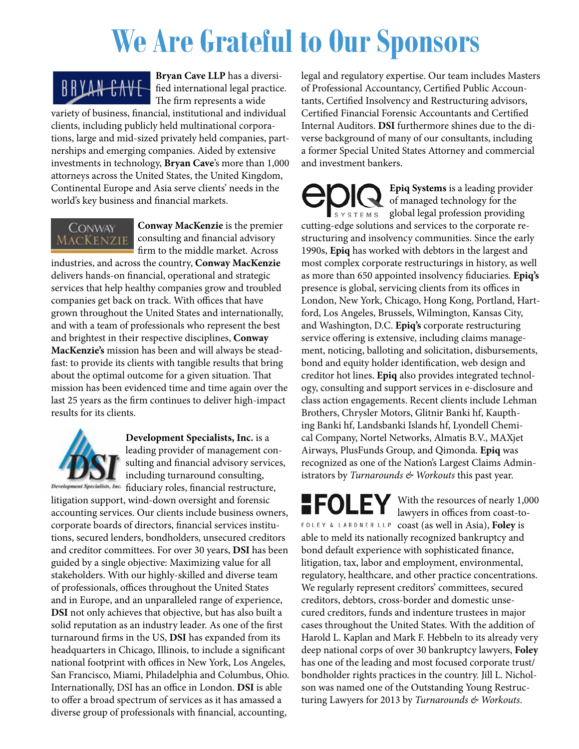# We Are Grateful to Our Sponsors

**Bryan Cave LLP** has a diversified international legal practice. The firm represents a wide variety of business, financial, institutional and individual clients, including publicly held multinational corporations, large and mid-sized privately held companies, partnerships and emerging companies. Aided by extensive investments in technology, **Bryan Cave**'s more than 1,000 attorneys across the United States, the United Kingdom, Continental Europe and Asia serve clients' needs in the world's key business and financial markets.

**Conway MacKenzie** is the premier consulting and financial advisory firm to the middle market. Across industries, and across the country, **Conway MacKenzie** delivers hands-on financial, operational and strategic services that help healthy companies grow and troubled companies get back on track. With offices that have grown throughout the United States and internationally, and with a team of professionals who represent the best and brightest in their respective disciplines, **Conway MacKenzie's** mission has been and will always be steadfast: to provide its clients with tangible results that bring about the optimal outcome for a given situation. That mission has been evidenced time and time again over the last 25 years as the firm continues to deliver high-impact results for its clients.

**Development Specialists, Inc.** is a leading provider of management consulting and financial advisory services, including turnaround consulting, fiduciary roles, financial restructure, litigation support, wind-down oversight and forensic accounting services. Our clients include business owners, corporate boards of directors, financial services institutions, secured lenders, bondholders, unsecured creditors and creditor committees. For over 30 years, **DSI** has been guided by a single objective: Maximizing value for all stakeholders. With our highly-skilled and diverse team of professionals, offices throughout the United States and in Europe, and an unparalleled range of experience, **DSI** not only achieves that objective, but has also built a solid reputation as an industry leader. As one of the first turnaround firms in the US, **DSI** has expanded from its headquarters in Chicago, Illinois, to include a significant national footprint with offices in New York, Los Angeles, San Francisco, Miami, Philadelphia and Columbus, Ohio. Internationally, DSI has an office in London. **DSI** is able to offer a broad spectrum of services as it has amassed a diverse group of professionals with financial, accounting, legal and regulatory expertise. Our team includes Masters of Professional Accountancy, Certified Public Accountants, Certified Insolvency and Restructuring advisors, Certified Financial Forensic Accountants and Certified Internal Auditors. **DSI** furthermore shines due to the diverse background of many of our consultants, including a former Special United States Attorney and commercial and investment bankers.

**Epiq Systems** is a leading provider of managed technology for the global legal profession providing cutting-edge solutions and services to the corporate restructuring and insolvency communities. Since the early 1990s, **Epiq** has worked with debtors in the largest and most complex corporate restructurings in history, as well as more than 650 appointed insolvency fiduciaries. **Epiq's** presence is global, servicing clients from its offices in London, New York, Chicago, Hong Kong, Portland, Hartford, Los Angeles, Brussels, Wilmington, Kansas City, and Washington, D.C. **Epiq's** corporate restructuring service offering is extensive, including claims management, noticing, balloting and solicitation, disbursements, bond and equity holder identification, web design and creditor hot lines. **Epiq** also provides integrated technology, consulting and support services in e-disclosure and class action engagements. Recent clients include Lehman Brothers, Chrysler Motors, Glitnir Banki hf, Kaupthing Banki hf, Landsbanki Islands hf, Lyondell Chemical Company, Nortel Networks, Almatis B.V., MAXjet Airways, PlusFunds Group, and Qimonda. **Epiq** was recognized as one of the Nation's Largest Claims Administrators by *Turnarounds & Workouts* this past year.

With the resources of nearly 1,000 lawyers in offices from coast-to-coast (as well in Asia), **Foley** is able to meld its nationally recognized bankruptcy and bond default experience with sophisticated finance, litigation, tax, labor and employment, environmental, regulatory, healthcare, and other practice concentrations. We regularly represent creditors' committees, secured creditors, debtors, cross-border and domestic unsecured creditors, funds and indenture trustees in major cases throughout the United States. With the addition of Harold L. Kaplan and Mark F. Hebbeln to its already very deep national corps of over 30 bankruptcy lawyers, **Foley** has one of the leading and most focused corporate trust/bondholder rights practices in the country. Jill L. Nicholson was named one of the Outstanding Young Restructuring Lawyers for 2013 by *Turnarounds & Workouts*.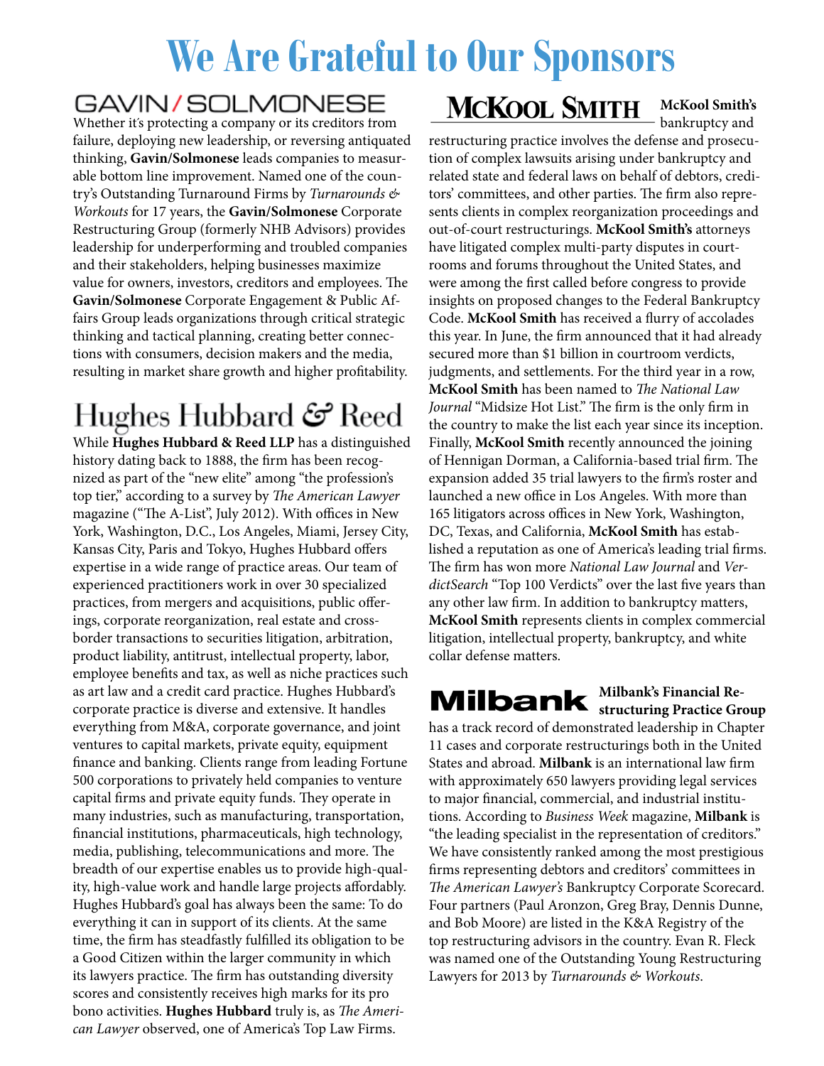# We Are Grateful to Our Sponsors

## GAVIN/SOLMONESE

Whether it's protecting a company or its creditors from failure, deploying new leadership, or reversing antiquated thinking, **Gavin/Solmonese** leads companies to measurable bottom line improvement. Named one of the country's Outstanding Turnaround Firms by *Turnarounds & Workouts* for 17 years, the **Gavin/Solmonese** Corporate Restructuring Group (formerly NHB Advisors) provides leadership for underperforming and troubled companies and their stakeholders, helping businesses maximize value for owners, investors, creditors and employees. The **Gavin/Solmonese** Corporate Engagement & Public Affairs Group leads organizations through critical strategic thinking and tactical planning, creating better connections with consumers, decision makers and the media, resulting in market share growth and higher profitability.

## Hughes Hubbard & Reed

While **Hughes Hubbard & Reed LLP** has a distinguished history dating back to 1888, the firm has been recognized as part of the "new elite" among "the profession's top tier," according to a survey by *The American Lawyer* magazine ("The A-List", July 2012). With offices in New York, Washington, D.C., Los Angeles, Miami, Jersey City, Kansas City, Paris and Tokyo, Hughes Hubbard offers expertise in a wide range of practice areas. Our team of experienced practitioners work in over 30 specialized practices, from mergers and acquisitions, public offerings, corporate reorganization, real estate and cross-border transactions to securities litigation, arbitration, product liability, antitrust, intellectual property, labor, employee benefits and tax, as well as niche practices such as art law and a credit card practice. Hughes Hubbard's corporate practice is diverse and extensive. It handles everything from M&A, corporate governance, and joint ventures to capital markets, private equity, equipment finance and banking. Clients range from leading Fortune 500 corporations to privately held companies to venture capital firms and private equity funds. They operate in many industries, such as manufacturing, transportation, financial institutions, pharmaceuticals, high technology, media, publishing, telecommunications and more. The breadth of our expertise enables us to provide high-quality, high-value work and handle large projects affordably. Hughes Hubbard's goal has always been the same: To do everything it can in support of its clients. At the same time, the firm has steadfastly fulfilled its obligation to be a Good Citizen within the larger community in which its lawyers practice. The firm has outstanding diversity scores and consistently receives high marks for its pro bono activities. **Hughes Hubbard** truly is, as *The American Lawyer* observed, one of America's Top Law Firms.

## McKool Smith

**McKool Smith's** bankruptcy and restructuring practice involves the defense and prosecution of complex lawsuits arising under bankruptcy and related state and federal laws on behalf of debtors, creditors' committees, and other parties. The firm also represents clients in complex reorganization proceedings and out-of-court restructurings. **McKool Smith's** attorneys have litigated complex multi-party disputes in courtrooms and forums throughout the United States, and were among the first called before congress to provide insights on proposed changes to the Federal Bankruptcy Code. **McKool Smith** has received a flurry of accolades this year. In June, the firm announced that it had already secured more than $1 billion in courtroom verdicts, judgments, and settlements. For the third year in a row, **McKool Smith** has been named to *The National Law Journal* "Midsize Hot List." The firm is the only firm in the country to make the list each year since its inception. Finally, **McKool Smith** recently announced the joining of Hennigan Dorman, a California-based trial firm. The expansion added 35 trial lawyers to the firm's roster and launched a new office in Los Angeles. With more than 165 litigators across offices in New York, Washington, DC, Texas, and California, **McKool Smith** has established a reputation as one of America's leading trial firms. The firm has won more *National Law Journal* and *VerdictSearch* "Top 100 Verdicts" over the last five years than any other law firm. In addition to bankruptcy matters, **McKool Smith** represents clients in complex commercial litigation, intellectual property, bankruptcy, and white collar defense matters.

## Milbank

**Milbank's Financial Restructuring Practice Group** has a track record of demonstrated leadership in Chapter 11 cases and corporate restructurings both in the United States and abroad. **Milbank** is an international law firm with approximately 650 lawyers providing legal services to major financial, commercial, and industrial institutions. According to *Business Week* magazine, **Milbank** is "the leading specialist in the representation of creditors." We have consistently ranked among the most prestigious firms representing debtors and creditors' committees in *The American Lawyer's* Bankruptcy Corporate Scorecard. Four partners (Paul Aronzon, Greg Bray, Dennis Dunne, and Bob Moore) are listed in the K&A Registry of the top restructuring advisors in the country. Evan R. Fleck was named one of the Outstanding Young Restructuring Lawyers for 2013 by *Turnarounds & Workouts*.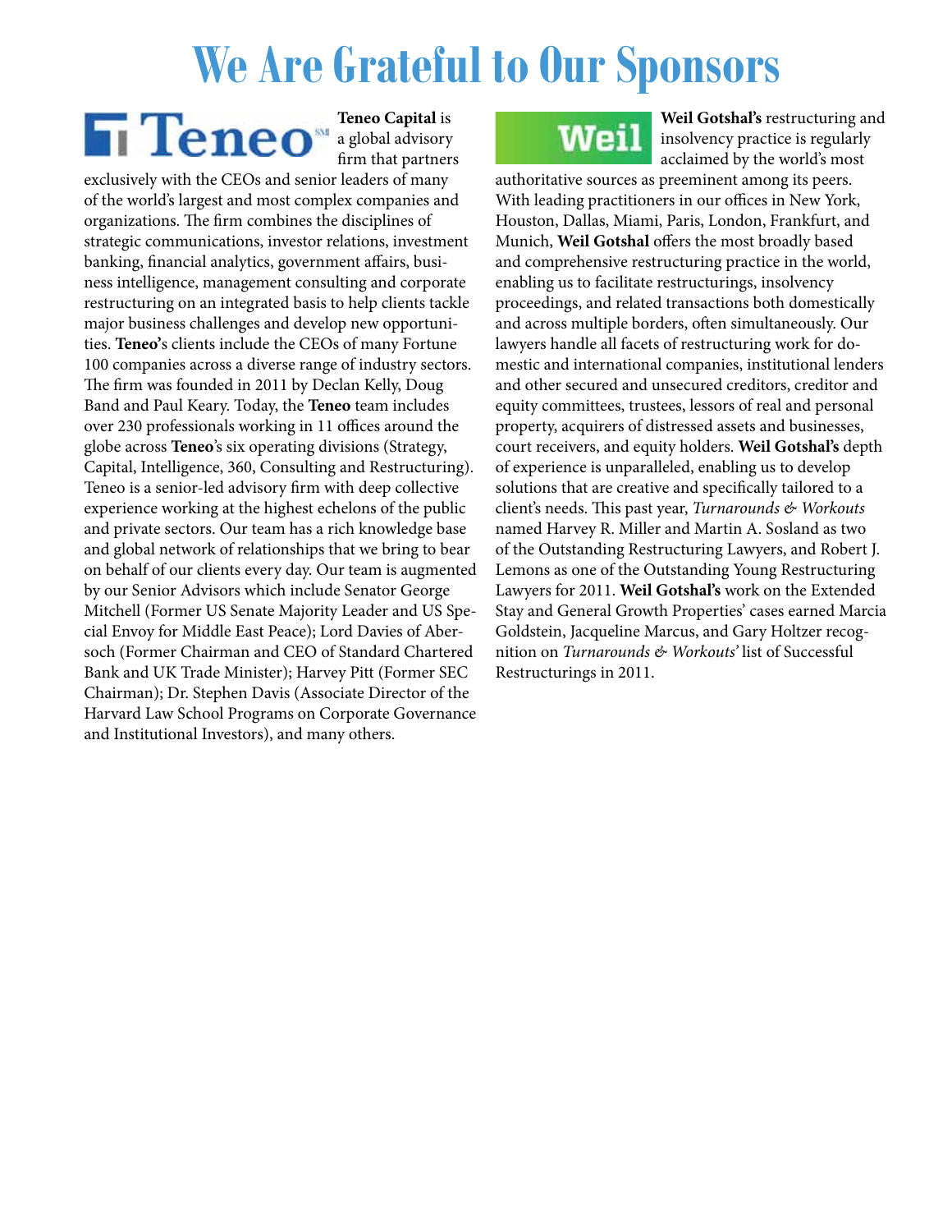# We Are Grateful to Our Sponsors

**Teneo Capital** is a global advisory firm that partners exclusively with the CEOs and senior leaders of many of the world's largest and most complex companies and organizations. The firm combines the disciplines of strategic communications, investor relations, investment banking, financial analytics, government affairs, business intelligence, management consulting and corporate restructuring on an integrated basis to help clients tackle major business challenges and develop new opportunities. **Teneo's** clients include the CEOs of many Fortune 100 companies across a diverse range of industry sectors. The firm was founded in 2011 by Declan Kelly, Doug Band and Paul Keary. Today, the **Teneo** team includes over 230 professionals working in 11 offices around the globe across **Teneo**'s six operating divisions (Strategy, Capital, Intelligence, 360, Consulting and Restructuring). Teneo is a senior-led advisory firm with deep collective experience working at the highest echelons of the public and private sectors. Our team has a rich knowledge base and global network of relationships that we bring to bear on behalf of our clients every day. Our team is augmented by our Senior Advisors which include Senator George Mitchell (Former US Senate Majority Leader and US Special Envoy for Middle East Peace); Lord Davies of Abersoch (Former Chairman and CEO of Standard Chartered Bank and UK Trade Minister); Harvey Pitt (Former SEC Chairman); Dr. Stephen Davis (Associate Director of the Harvard Law School Programs on Corporate Governance and Institutional Investors), and many others.

**Weil Gotshal's** restructuring and insolvency practice is regularly acclaimed by the world's most authoritative sources as preeminent among its peers. With leading practitioners in our offices in New York, Houston, Dallas, Miami, Paris, London, Frankfurt, and Munich, **Weil Gotshal** offers the most broadly based and comprehensive restructuring practice in the world, enabling us to facilitate restructurings, insolvency proceedings, and related transactions both domestically and across multiple borders, often simultaneously. Our lawyers handle all facets of restructuring work for domestic and international companies, institutional lenders and other secured and unsecured creditors, creditor and equity committees, trustees, lessors of real and personal property, acquirers of distressed assets and businesses, court receivers, and equity holders. **Weil Gotshal's** depth of experience is unparalleled, enabling us to develop solutions that are creative and specifically tailored to a client's needs. This past year, *Turnarounds & Workouts* named Harvey R. Miller and Martin A. Sosland as two of the Outstanding Restructuring Lawyers, and Robert J. Lemons as one of the Outstanding Young Restructuring Lawyers for 2011. **Weil Gotshal's** work on the Extended Stay and General Growth Properties' cases earned Marcia Goldstein, Jacqueline Marcus, and Gary Holtzer recognition on *Turnarounds & Workouts'* list of Successful Restructurings in 2011.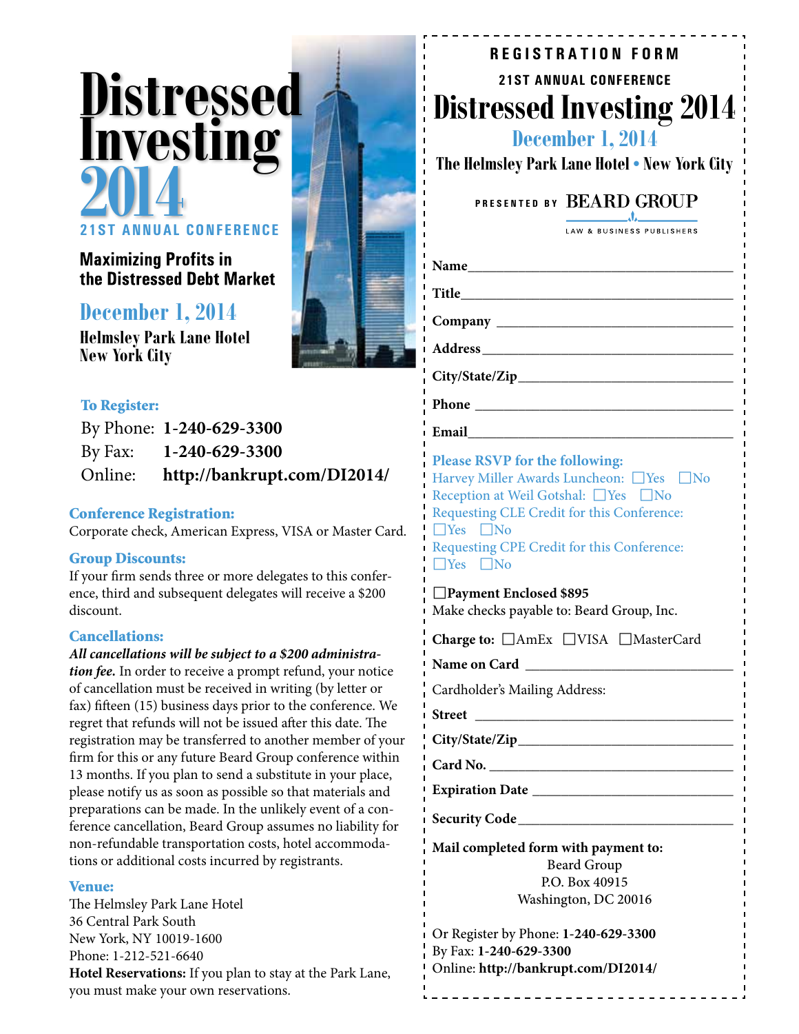# Distressed Investing 2014

21ST ANNUAL CONFERENCE

**Maximizing Profits in the Distressed Debt Market**

## December 1, 2014

**Helmsley Park Lane Hotel**
**New York City**

### To Register:

By Phone: **1-240-629-3300**
By Fax: **1-240-629-3300**
Online: **http://bankrupt.com/DI2014/**

### Conference Registration:

Corporate check, American Express, VISA or Master Card.

### Group Discounts:

If your firm sends three or more delegates to this conference, third and subsequent delegates will receive a $200 discount.

### Cancellations:

***All cancellations will be subject to a $200 administration fee.*** In order to receive a prompt refund, your notice of cancellation must be received in writing (by letter or fax) fifteen (15) business days prior to the conference. We regret that refunds will not be issued after this date. The registration may be transferred to another member of your firm for this or any future Beard Group conference within 13 months. If you plan to send a substitute in your place, please notify us as soon as possible so that materials and preparations can be made. In the unlikely event of a conference cancellation, Beard Group assumes no liability for non-refundable transportation costs, hotel accommodations or additional costs incurred by registrants.

### Venue:

The Helmsley Park Lane Hotel
36 Central Park South
New York, NY 10019-1600
Phone: 1-212-521-6640
**Hotel Reservations:** If you plan to stay at the Park Lane, you must make your own reservations.

---

## REGISTRATION FORM

21ST ANNUAL CONFERENCE

# Distressed Investing 2014

## December 1, 2014

**The Helmsley Park Lane Hotel • New York City**

PRESENTED BY BEARD GROUP
LAW & BUSINESS PUBLISHERS

**Name**\_\_\_\_\_\_\_\_\_\_\_\_\_\_\_\_\_\_\_\_\_\_\_\_\_\_\_\_\_\_

**Title**\_\_\_\_\_\_\_\_\_\_\_\_\_\_\_\_\_\_\_\_\_\_\_\_\_\_\_\_\_\_

**Company** \_\_\_\_\_\_\_\_\_\_\_\_\_\_\_\_\_\_\_\_\_\_\_\_\_\_\_\_\_\_

**Address** \_\_\_\_\_\_\_\_\_\_\_\_\_\_\_\_\_\_\_\_\_\_\_\_\_\_\_\_\_\_

**City/State/Zip**\_\_\_\_\_\_\_\_\_\_\_\_\_\_\_\_\_\_\_\_\_\_\_\_\_\_\_\_\_\_

**Phone** \_\_\_\_\_\_\_\_\_\_\_\_\_\_\_\_\_\_\_\_\_\_\_\_\_\_\_\_\_\_

**Email**\_\_\_\_\_\_\_\_\_\_\_\_\_\_\_\_\_\_\_\_\_\_\_\_\_\_\_\_\_\_

**Please RSVP for the following:**

Harvey Miller Awards Luncheon: ☐Yes ☐No
Reception at Weil Gotshal: ☐Yes ☐No
Requesting CLE Credit for this Conference: ☐Yes ☐No
Requesting CPE Credit for this Conference: ☐Yes ☐No

☐**Payment Enclosed $895**
Make checks payable to: Beard Group, Inc.

**Charge to:** ☐AmEx ☐VISA ☐MasterCard

**Name on Card** \_\_\_\_\_\_\_\_\_\_\_\_\_\_\_\_\_\_\_\_\_\_\_\_\_\_\_\_\_\_

Cardholder's Mailing Address:

**Street** \_\_\_\_\_\_\_\_\_\_\_\_\_\_\_\_\_\_\_\_\_\_\_\_\_\_\_\_\_\_

**City/State/Zip**\_\_\_\_\_\_\_\_\_\_\_\_\_\_\_\_\_\_\_\_\_\_\_\_\_\_\_\_\_\_

**Card No.** \_\_\_\_\_\_\_\_\_\_\_\_\_\_\_\_\_\_\_\_\_\_\_\_\_\_\_\_\_\_

**Expiration Date** \_\_\_\_\_\_\_\_\_\_\_\_\_\_\_\_\_\_\_\_\_\_\_\_\_\_\_\_\_\_

**Security Code**\_\_\_\_\_\_\_\_\_\_\_\_\_\_\_\_\_\_\_\_\_\_\_\_\_\_\_\_\_\_

**Mail completed form with payment to:**

Beard Group
P.O. Box 40915
Washington, DC 20016

Or Register by Phone: **1-240-629-3300**
By Fax: **1-240-629-3300**
Online: **http://bankrupt.com/DI2014/**